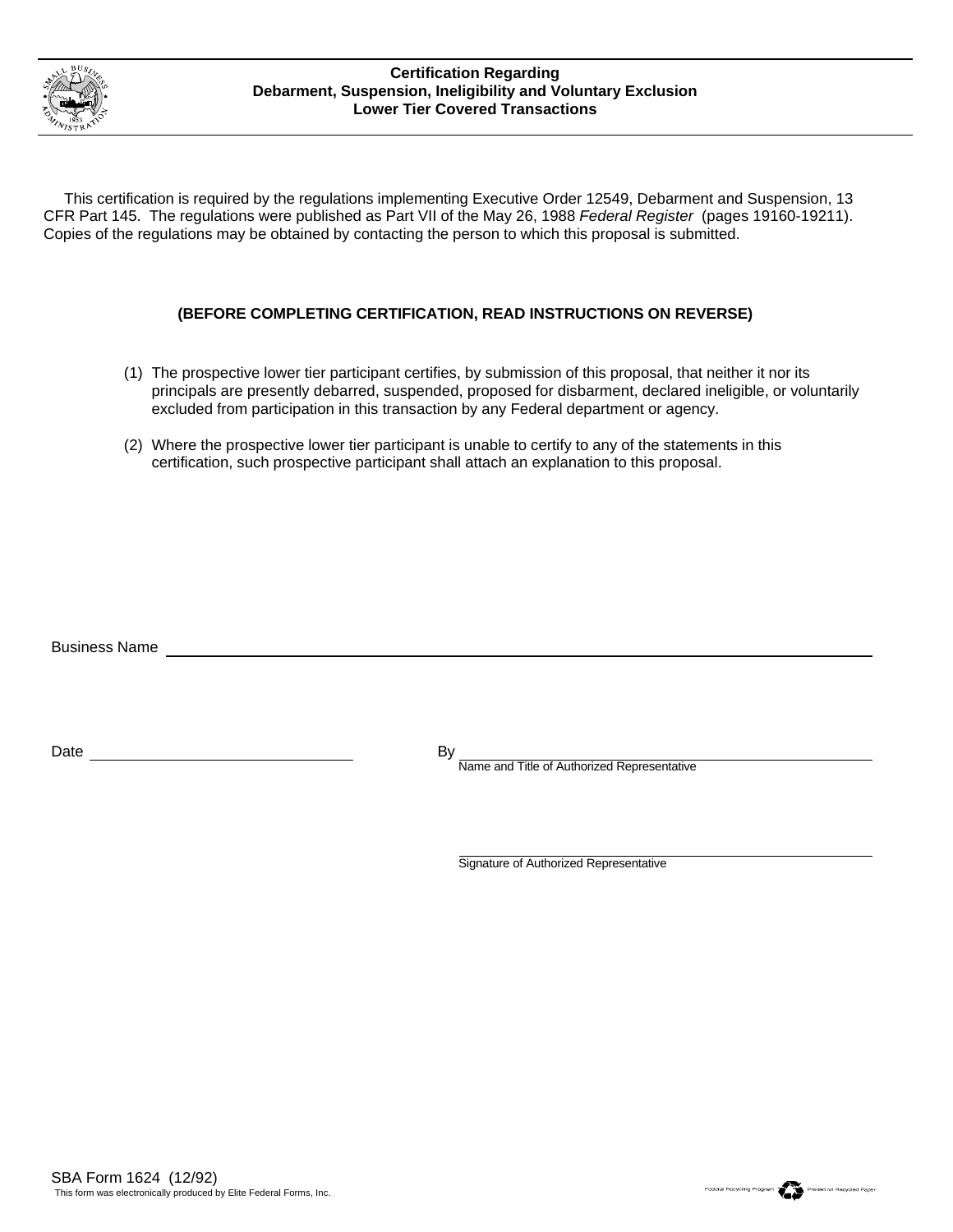# Certification Regarding
# Debarment, Suspension, Ineligibility and Voluntary Exclusion
# Lower Tier Covered Transactions

This certification is required by the regulations implementing Executive Order 12549, Debarment and Suspension, 13 CFR Part 145. The regulations were published as Part VII of the May 26, 1988 *Federal Register* (pages 19160-19211). Copies of the regulations may be obtained by contacting the person to which this proposal is submitted.

**(BEFORE COMPLETING CERTIFICATION, READ INSTRUCTIONS ON REVERSE)**

(1) The prospective lower tier participant certifies, by submission of this proposal, that neither it nor its principals are presently debarred, suspended, proposed for disbarment, declared ineligible, or voluntarily excluded from participation in this transaction by any Federal department or agency.

(2) Where the prospective lower tier participant is unable to certify to any of the statements in this certification, such prospective participant shall attach an explanation to this proposal.

Business Name ________________________________________________

Date ______________________ By ________________________________________
Name and Title of Authorized Representative

________________________________________
Signature of Authorized Representative

SBA Form 1624 (12/92)
This form was electronically produced by Elite Federal Forms, Inc.

Federal Recycling Program Printed on Recycled Paper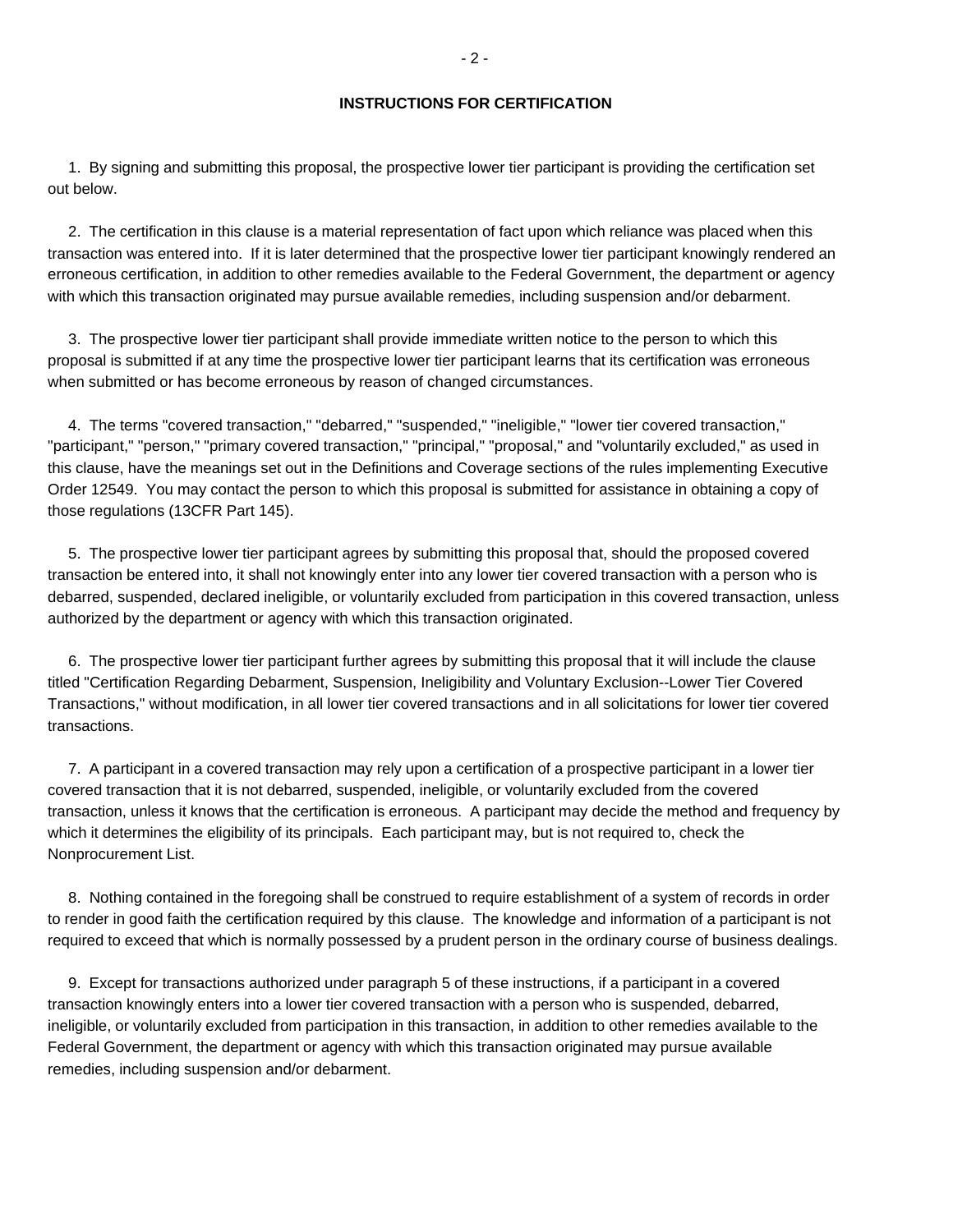## INSTRUCTIONS FOR CERTIFICATION

1. By signing and submitting this proposal, the prospective lower tier participant is providing the certification set out below.

2. The certification in this clause is a material representation of fact upon which reliance was placed when this transaction was entered into. If it is later determined that the prospective lower tier participant knowingly rendered an erroneous certification, in addition to other remedies available to the Federal Government, the department or agency with which this transaction originated may pursue available remedies, including suspension and/or debarment.

3. The prospective lower tier participant shall provide immediate written notice to the person to which this proposal is submitted if at any time the prospective lower tier participant learns that its certification was erroneous when submitted or has become erroneous by reason of changed circumstances.

4. The terms "covered transaction," "debarred," "suspended," "ineligible," "lower tier covered transaction," "participant," "person," "primary covered transaction," "principal," "proposal," and "voluntarily excluded," as used in this clause, have the meanings set out in the Definitions and Coverage sections of the rules implementing Executive Order 12549. You may contact the person to which this proposal is submitted for assistance in obtaining a copy of those regulations (13CFR Part 145).

5. The prospective lower tier participant agrees by submitting this proposal that, should the proposed covered transaction be entered into, it shall not knowingly enter into any lower tier covered transaction with a person who is debarred, suspended, declared ineligible, or voluntarily excluded from participation in this covered transaction, unless authorized by the department or agency with which this transaction originated.

6. The prospective lower tier participant further agrees by submitting this proposal that it will include the clause titled "Certification Regarding Debarment, Suspension, Ineligibility and Voluntary Exclusion--Lower Tier Covered Transactions," without modification, in all lower tier covered transactions and in all solicitations for lower tier covered transactions.

7. A participant in a covered transaction may rely upon a certification of a prospective participant in a lower tier covered transaction that it is not debarred, suspended, ineligible, or voluntarily excluded from the covered transaction, unless it knows that the certification is erroneous. A participant may decide the method and frequency by which it determines the eligibility of its principals. Each participant may, but is not required to, check the Nonprocurement List.

8. Nothing contained in the foregoing shall be construed to require establishment of a system of records in order to render in good faith the certification required by this clause. The knowledge and information of a participant is not required to exceed that which is normally possessed by a prudent person in the ordinary course of business dealings.

9. Except for transactions authorized under paragraph 5 of these instructions, if a participant in a covered transaction knowingly enters into a lower tier covered transaction with a person who is suspended, debarred, ineligible, or voluntarily excluded from participation in this transaction, in addition to other remedies available to the Federal Government, the department or agency with which this transaction originated may pursue available remedies, including suspension and/or debarment.